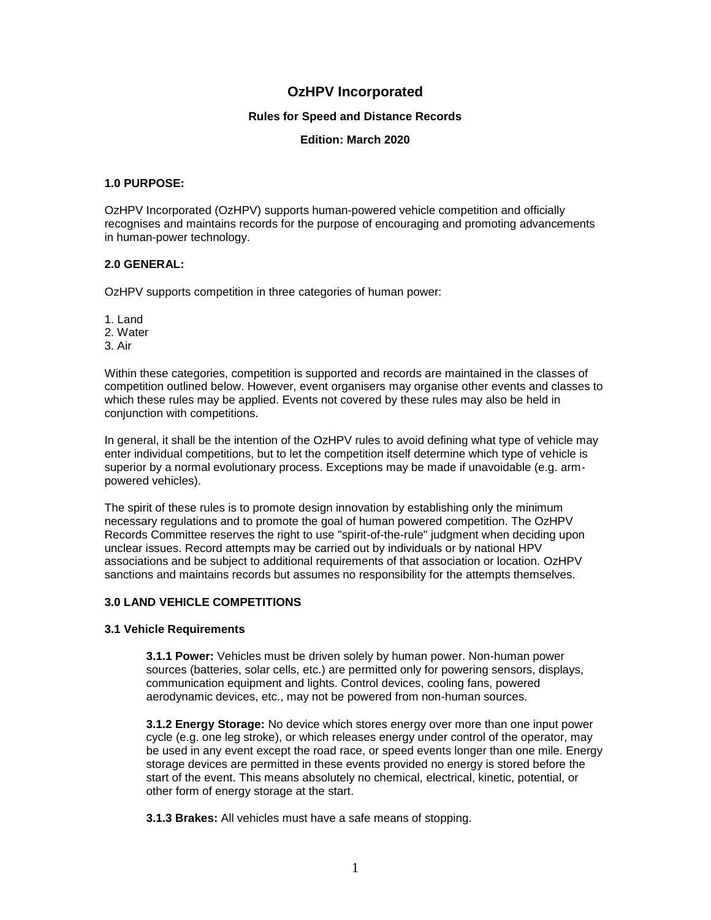# OzHPV Incorporated

## Rules for Speed and Distance Records

### Edition: March 2020

### 1.0 PURPOSE:

OzHPV Incorporated (OzHPV) supports human-powered vehicle competition and officially recognises and maintains records for the purpose of encouraging and promoting advancements in human-power technology.

### 2.0 GENERAL:

OzHPV supports competition in three categories of human power:

1. Land
2. Water
3. Air

Within these categories, competition is supported and records are maintained in the classes of competition outlined below. However, event organisers may organise other events and classes to which these rules may be applied. Events not covered by these rules may also be held in conjunction with competitions.

In general, it shall be the intention of the OzHPV rules to avoid defining what type of vehicle may enter individual competitions, but to let the competition itself determine which type of vehicle is superior by a normal evolutionary process. Exceptions may be made if unavoidable (e.g. arm-powered vehicles).

The spirit of these rules is to promote design innovation by establishing only the minimum necessary regulations and to promote the goal of human powered competition. The OzHPV Records Committee reserves the right to use "spirit-of-the-rule" judgment when deciding upon unclear issues. Record attempts may be carried out by individuals or by national HPV associations and be subject to additional requirements of that association or location. OzHPV sanctions and maintains records but assumes no responsibility for the attempts themselves.

### 3.0 LAND VEHICLE COMPETITIONS

#### 3.1 Vehicle Requirements

**3.1.1 Power:** Vehicles must be driven solely by human power. Non-human power sources (batteries, solar cells, etc.) are permitted only for powering sensors, displays, communication equipment and lights. Control devices, cooling fans, powered aerodynamic devices, etc., may not be powered from non-human sources.

**3.1.2 Energy Storage:** No device which stores energy over more than one input power cycle (e.g. one leg stroke), or which releases energy under control of the operator, may be used in any event except the road race, or speed events longer than one mile. Energy storage devices are permitted in these events provided no energy is stored before the start of the event. This means absolutely no chemical, electrical, kinetic, potential, or other form of energy storage at the start.

**3.1.3 Brakes:** All vehicles must have a safe means of stopping.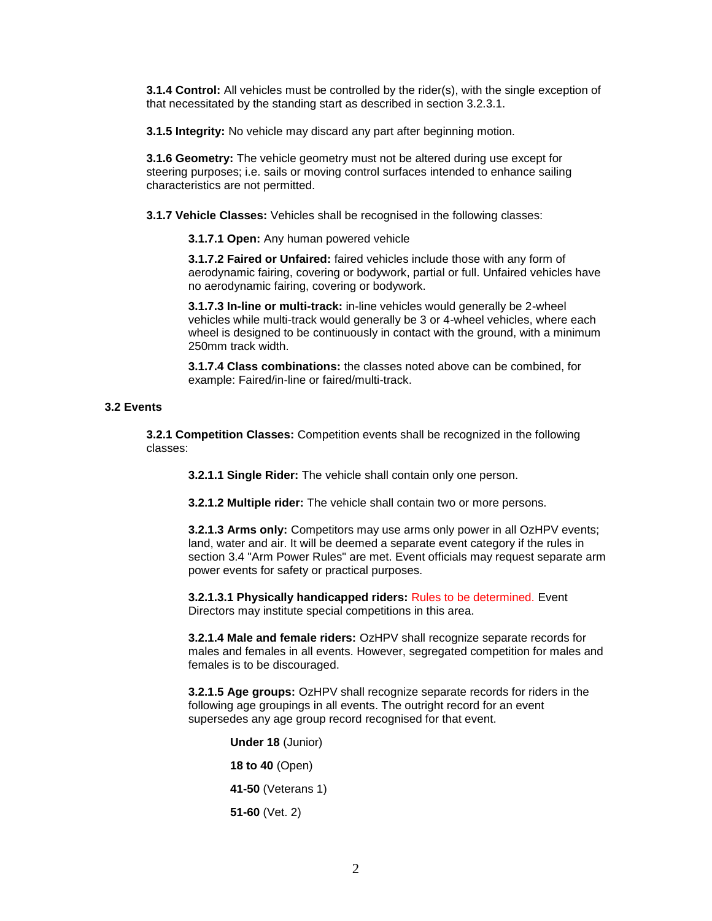**3.1.4 Control:** All vehicles must be controlled by the rider(s), with the single exception of that necessitated by the standing start as described in section 3.2.3.1.

**3.1.5 Integrity:** No vehicle may discard any part after beginning motion.

**3.1.6 Geometry:** The vehicle geometry must not be altered during use except for steering purposes; i.e. sails or moving control surfaces intended to enhance sailing characteristics are not permitted.

**3.1.7 Vehicle Classes:** Vehicles shall be recognised in the following classes:

**3.1.7.1 Open:** Any human powered vehicle

**3.1.7.2 Faired or Unfaired:** faired vehicles include those with any form of aerodynamic fairing, covering or bodywork, partial or full. Unfaired vehicles have no aerodynamic fairing, covering or bodywork.

**3.1.7.3 In-line or multi-track:** in-line vehicles would generally be 2-wheel vehicles while multi-track would generally be 3 or 4-wheel vehicles, where each wheel is designed to be continuously in contact with the ground, with a minimum 250mm track width.

**3.1.7.4 Class combinations:** the classes noted above can be combined, for example: Faired/in-line or faired/multi-track.

## 3.2 Events

**3.2.1 Competition Classes:** Competition events shall be recognized in the following classes:

**3.2.1.1 Single Rider:** The vehicle shall contain only one person.

**3.2.1.2 Multiple rider:** The vehicle shall contain two or more persons.

**3.2.1.3 Arms only:** Competitors may use arms only power in all OzHPV events; land, water and air. It will be deemed a separate event category if the rules in section 3.4 "Arm Power Rules" are met. Event officials may request separate arm power events for safety or practical purposes.

**3.2.1.3.1 Physically handicapped riders:** Rules to be determined. Event Directors may institute special competitions in this area.

**3.2.1.4 Male and female riders:** OzHPV shall recognize separate records for males and females in all events. However, segregated competition for males and females is to be discouraged.

**3.2.1.5 Age groups:** OzHPV shall recognize separate records for riders in the following age groupings in all events. The outright record for an event supersedes any age group record recognised for that event.

**Under 18** (Junior)

**18 to 40** (Open)

**41-50** (Veterans 1)

**51-60** (Vet. 2)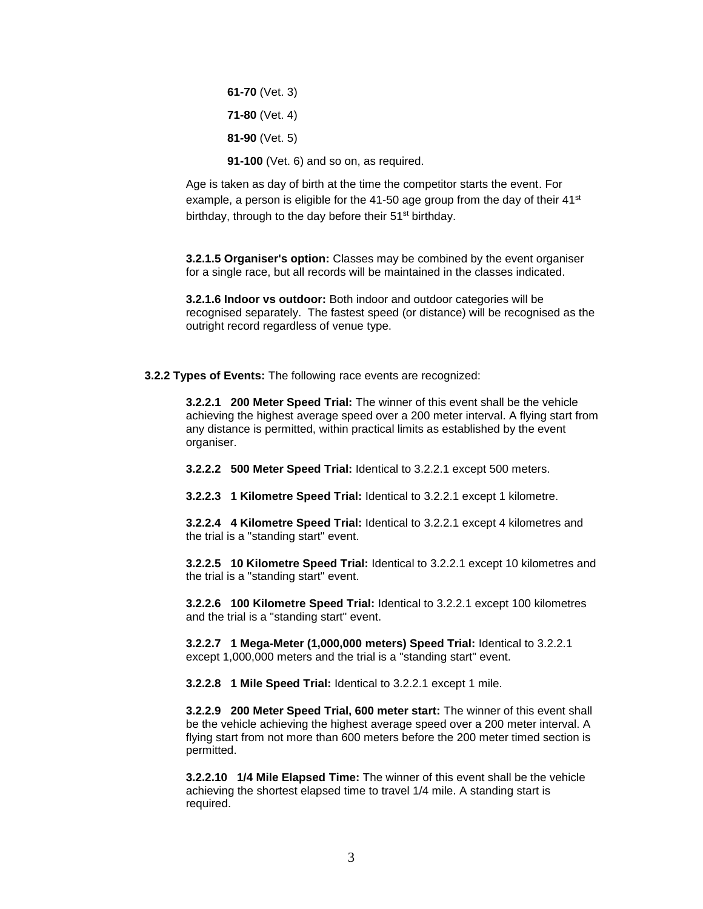**61-70** (Vet. 3)

**71-80** (Vet. 4)

**81-90** (Vet. 5)

**91-100** (Vet. 6) and so on, as required.

Age is taken as day of birth at the time the competitor starts the event. For example, a person is eligible for the 41-50 age group from the day of their 41st birthday, through to the day before their 51st birthday.

**3.2.1.5 Organiser's option:** Classes may be combined by the event organiser for a single race, but all records will be maintained in the classes indicated.

**3.2.1.6 Indoor vs outdoor:** Both indoor and outdoor categories will be recognised separately. The fastest speed (or distance) will be recognised as the outright record regardless of venue type.

**3.2.2 Types of Events:** The following race events are recognized:

**3.2.2.1 200 Meter Speed Trial:** The winner of this event shall be the vehicle achieving the highest average speed over a 200 meter interval. A flying start from any distance is permitted, within practical limits as established by the event organiser.

**3.2.2.2 500 Meter Speed Trial:** Identical to 3.2.2.1 except 500 meters.

**3.2.2.3 1 Kilometre Speed Trial:** Identical to 3.2.2.1 except 1 kilometre.

**3.2.2.4 4 Kilometre Speed Trial:** Identical to 3.2.2.1 except 4 kilometres and the trial is a "standing start" event.

**3.2.2.5 10 Kilometre Speed Trial:** Identical to 3.2.2.1 except 10 kilometres and the trial is a "standing start" event.

**3.2.2.6 100 Kilometre Speed Trial:** Identical to 3.2.2.1 except 100 kilometres and the trial is a "standing start" event.

**3.2.2.7 1 Mega-Meter (1,000,000 meters) Speed Trial:** Identical to 3.2.2.1 except 1,000,000 meters and the trial is a "standing start" event.

**3.2.2.8 1 Mile Speed Trial:** Identical to 3.2.2.1 except 1 mile.

**3.2.2.9 200 Meter Speed Trial, 600 meter start:** The winner of this event shall be the vehicle achieving the highest average speed over a 200 meter interval. A flying start from not more than 600 meters before the 200 meter timed section is permitted.

**3.2.2.10 1/4 Mile Elapsed Time:** The winner of this event shall be the vehicle achieving the shortest elapsed time to travel 1/4 mile. A standing start is required.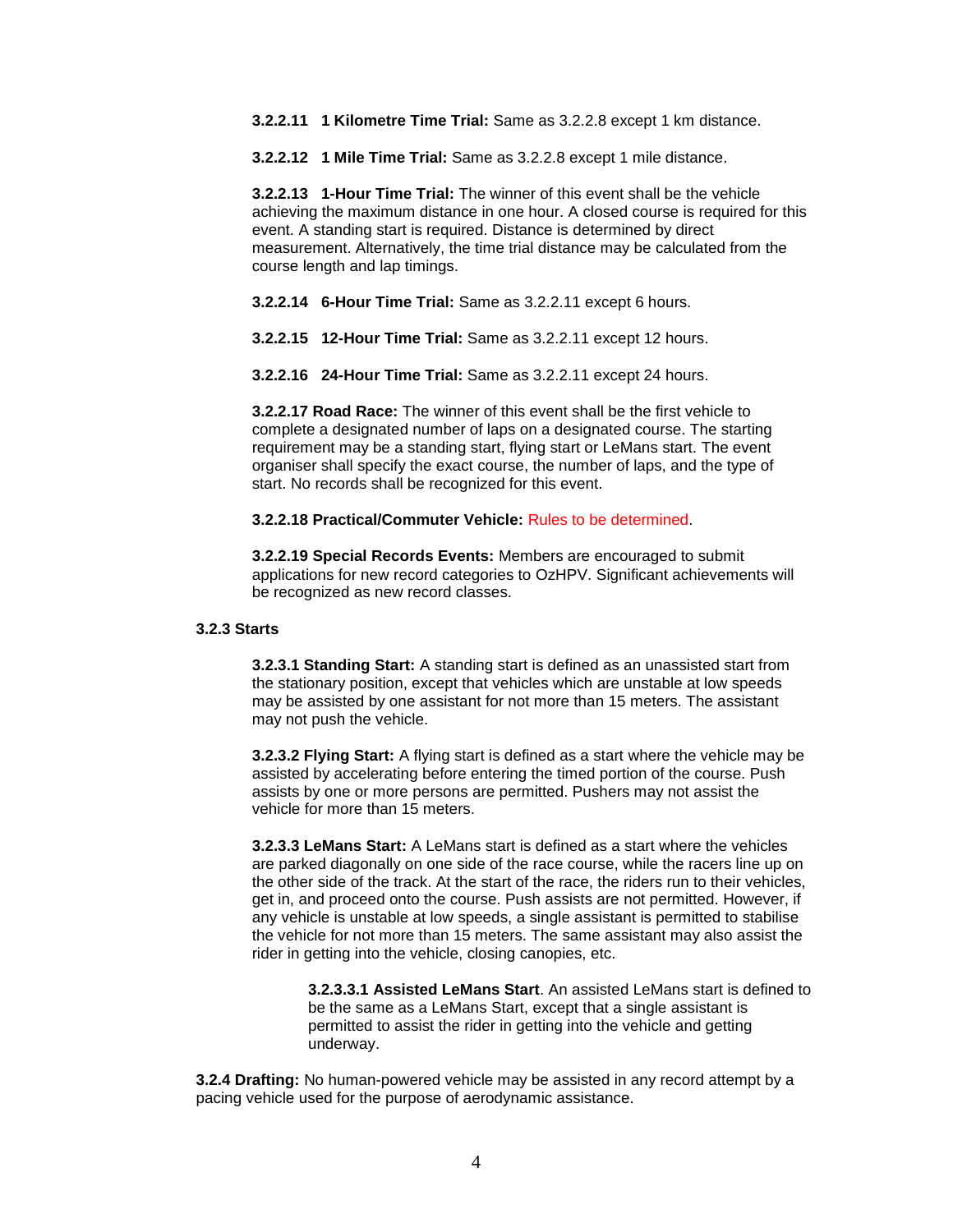**3.2.2.11 1 Kilometre Time Trial:** Same as 3.2.2.8 except 1 km distance.

**3.2.2.12 1 Mile Time Trial:** Same as 3.2.2.8 except 1 mile distance.

**3.2.2.13 1-Hour Time Trial:** The winner of this event shall be the vehicle achieving the maximum distance in one hour. A closed course is required for this event. A standing start is required. Distance is determined by direct measurement. Alternatively, the time trial distance may be calculated from the course length and lap timings.

**3.2.2.14 6-Hour Time Trial:** Same as 3.2.2.11 except 6 hours.

**3.2.2.15 12-Hour Time Trial:** Same as 3.2.2.11 except 12 hours.

**3.2.2.16 24-Hour Time Trial:** Same as 3.2.2.11 except 24 hours.

**3.2.2.17 Road Race:** The winner of this event shall be the first vehicle to complete a designated number of laps on a designated course. The starting requirement may be a standing start, flying start or LeMans start. The event organiser shall specify the exact course, the number of laps, and the type of start. No records shall be recognized for this event.

**3.2.2.18 Practical/Commuter Vehicle:** Rules to be determined.

**3.2.2.19 Special Records Events:** Members are encouraged to submit applications for new record categories to OzHPV. Significant achievements will be recognized as new record classes.

### 3.2.3 Starts

**3.2.3.1 Standing Start:** A standing start is defined as an unassisted start from the stationary position, except that vehicles which are unstable at low speeds may be assisted by one assistant for not more than 15 meters. The assistant may not push the vehicle.

**3.2.3.2 Flying Start:** A flying start is defined as a start where the vehicle may be assisted by accelerating before entering the timed portion of the course. Push assists by one or more persons are permitted. Pushers may not assist the vehicle for more than 15 meters.

**3.2.3.3 LeMans Start:** A LeMans start is defined as a start where the vehicles are parked diagonally on one side of the race course, while the racers line up on the other side of the track. At the start of the race, the riders run to their vehicles, get in, and proceed onto the course. Push assists are not permitted. However, if any vehicle is unstable at low speeds, a single assistant is permitted to stabilise the vehicle for not more than 15 meters. The same assistant may also assist the rider in getting into the vehicle, closing canopies, etc.

**3.2.3.3.1 Assisted LeMans Start**. An assisted LeMans start is defined to be the same as a LeMans Start, except that a single assistant is permitted to assist the rider in getting into the vehicle and getting underway.

**3.2.4 Drafting:** No human-powered vehicle may be assisted in any record attempt by a pacing vehicle used for the purpose of aerodynamic assistance.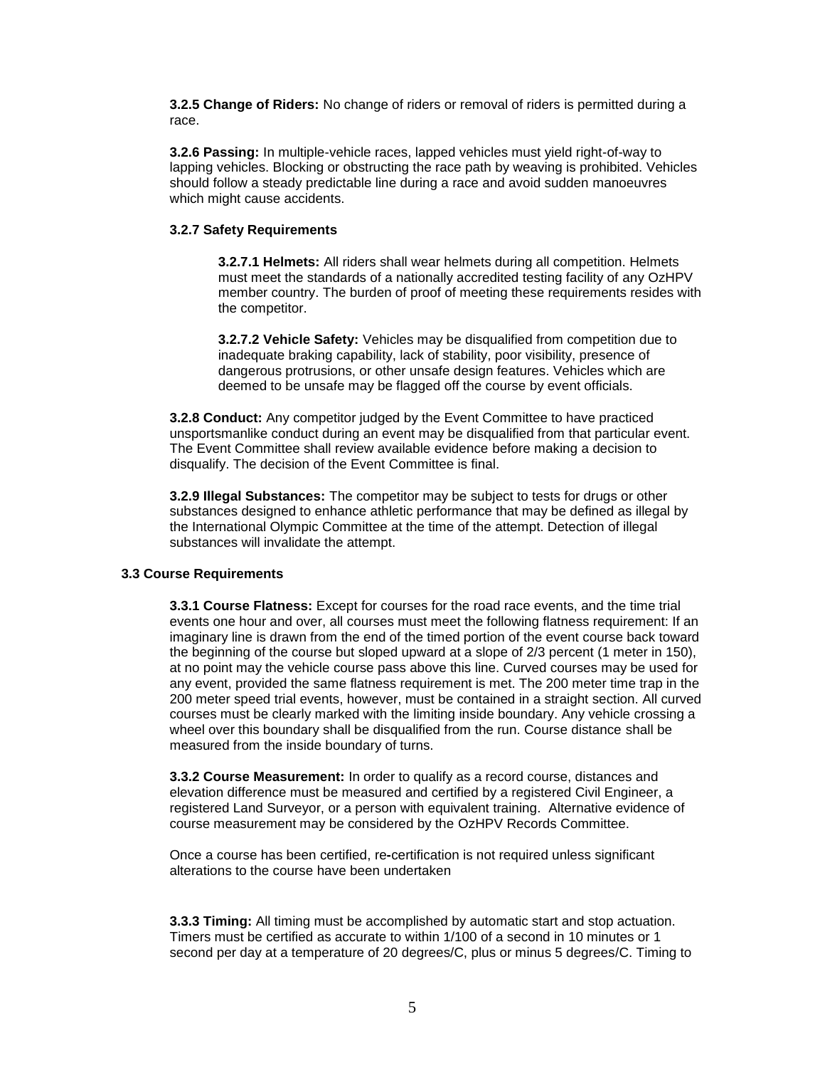**3.2.5 Change of Riders:** No change of riders or removal of riders is permitted during a race.

**3.2.6 Passing:** In multiple-vehicle races, lapped vehicles must yield right-of-way to lapping vehicles. Blocking or obstructing the race path by weaving is prohibited. Vehicles should follow a steady predictable line during a race and avoid sudden manoeuvres which might cause accidents.

**3.2.7 Safety Requirements**

**3.2.7.1 Helmets:** All riders shall wear helmets during all competition. Helmets must meet the standards of a nationally accredited testing facility of any OzHPV member country. The burden of proof of meeting these requirements resides with the competitor.

**3.2.7.2 Vehicle Safety:** Vehicles may be disqualified from competition due to inadequate braking capability, lack of stability, poor visibility, presence of dangerous protrusions, or other unsafe design features. Vehicles which are deemed to be unsafe may be flagged off the course by event officials.

**3.2.8 Conduct:** Any competitor judged by the Event Committee to have practiced unsportsmanlike conduct during an event may be disqualified from that particular event. The Event Committee shall review available evidence before making a decision to disqualify. The decision of the Event Committee is final.

**3.2.9 Illegal Substances:** The competitor may be subject to tests for drugs or other substances designed to enhance athletic performance that may be defined as illegal by the International Olympic Committee at the time of the attempt. Detection of illegal substances will invalidate the attempt.

**3.3 Course Requirements**

**3.3.1 Course Flatness:** Except for courses for the road race events, and the time trial events one hour and over, all courses must meet the following flatness requirement: If an imaginary line is drawn from the end of the timed portion of the event course back toward the beginning of the course but sloped upward at a slope of 2/3 percent (1 meter in 150), at no point may the vehicle course pass above this line. Curved courses may be used for any event, provided the same flatness requirement is met. The 200 meter time trap in the 200 meter speed trial events, however, must be contained in a straight section. All curved courses must be clearly marked with the limiting inside boundary. Any vehicle crossing a wheel over this boundary shall be disqualified from the run. Course distance shall be measured from the inside boundary of turns.

**3.3.2 Course Measurement:** In order to qualify as a record course, distances and elevation difference must be measured and certified by a registered Civil Engineer, a registered Land Surveyor, or a person with equivalent training. Alternative evidence of course measurement may be considered by the OzHPV Records Committee.

Once a course has been certified, re-certification is not required unless significant alterations to the course have been undertaken

**3.3.3 Timing:** All timing must be accomplished by automatic start and stop actuation. Timers must be certified as accurate to within 1/100 of a second in 10 minutes or 1 second per day at a temperature of 20 degrees/C, plus or minus 5 degrees/C. Timing to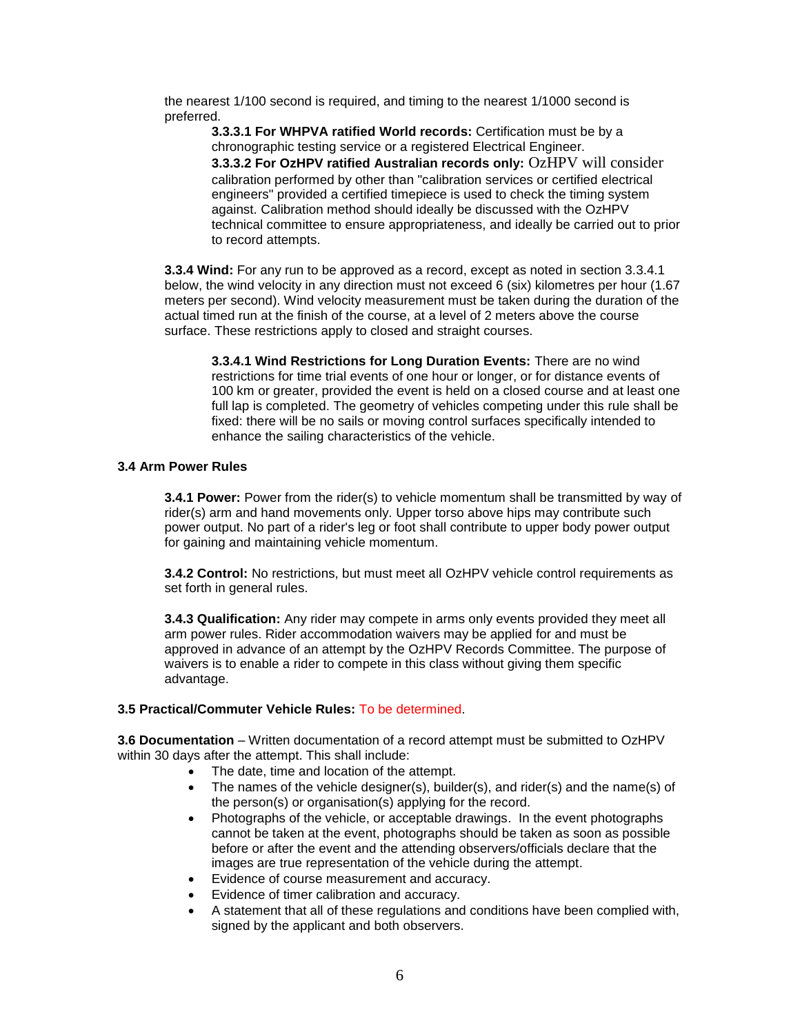the nearest 1/100 second is required, and timing to the nearest 1/1000 second is preferred.

**3.3.3.1 For WHPVA ratified World records:** Certification must be by a chronographic testing service or a registered Electrical Engineer.

**3.3.3.2 For OzHPV ratified Australian records only:** OzHPV will consider calibration performed by other than "calibration services or certified electrical engineers" provided a certified timepiece is used to check the timing system against. Calibration method should ideally be discussed with the OzHPV technical committee to ensure appropriateness, and ideally be carried out to prior to record attempts.

**3.3.4 Wind:** For any run to be approved as a record, except as noted in section 3.3.4.1 below, the wind velocity in any direction must not exceed 6 (six) kilometres per hour (1.67 meters per second). Wind velocity measurement must be taken during the duration of the actual timed run at the finish of the course, at a level of 2 meters above the course surface. These restrictions apply to closed and straight courses.

**3.3.4.1 Wind Restrictions for Long Duration Events:** There are no wind restrictions for time trial events of one hour or longer, or for distance events of 100 km or greater, provided the event is held on a closed course and at least one full lap is completed. The geometry of vehicles competing under this rule shall be fixed: there will be no sails or moving control surfaces specifically intended to enhance the sailing characteristics of the vehicle.

### 3.4 Arm Power Rules

**3.4.1 Power:** Power from the rider(s) to vehicle momentum shall be transmitted by way of rider(s) arm and hand movements only. Upper torso above hips may contribute such power output. No part of a rider's leg or foot shall contribute to upper body power output for gaining and maintaining vehicle momentum.

**3.4.2 Control:** No restrictions, but must meet all OzHPV vehicle control requirements as set forth in general rules.

**3.4.3 Qualification:** Any rider may compete in arms only events provided they meet all arm power rules. Rider accommodation waivers may be applied for and must be approved in advance of an attempt by the OzHPV Records Committee. The purpose of waivers is to enable a rider to compete in this class without giving them specific advantage.

**3.5 Practical/Commuter Vehicle Rules:** To be determined.

**3.6 Documentation** – Written documentation of a record attempt must be submitted to OzHPV within 30 days after the attempt. This shall include:

- The date, time and location of the attempt.
- The names of the vehicle designer(s), builder(s), and rider(s) and the name(s) of the person(s) or organisation(s) applying for the record.
- Photographs of the vehicle, or acceptable drawings. In the event photographs cannot be taken at the event, photographs should be taken as soon as possible before or after the event and the attending observers/officials declare that the images are true representation of the vehicle during the attempt.
- Evidence of course measurement and accuracy.
- Evidence of timer calibration and accuracy.
- A statement that all of these regulations and conditions have been complied with, signed by the applicant and both observers.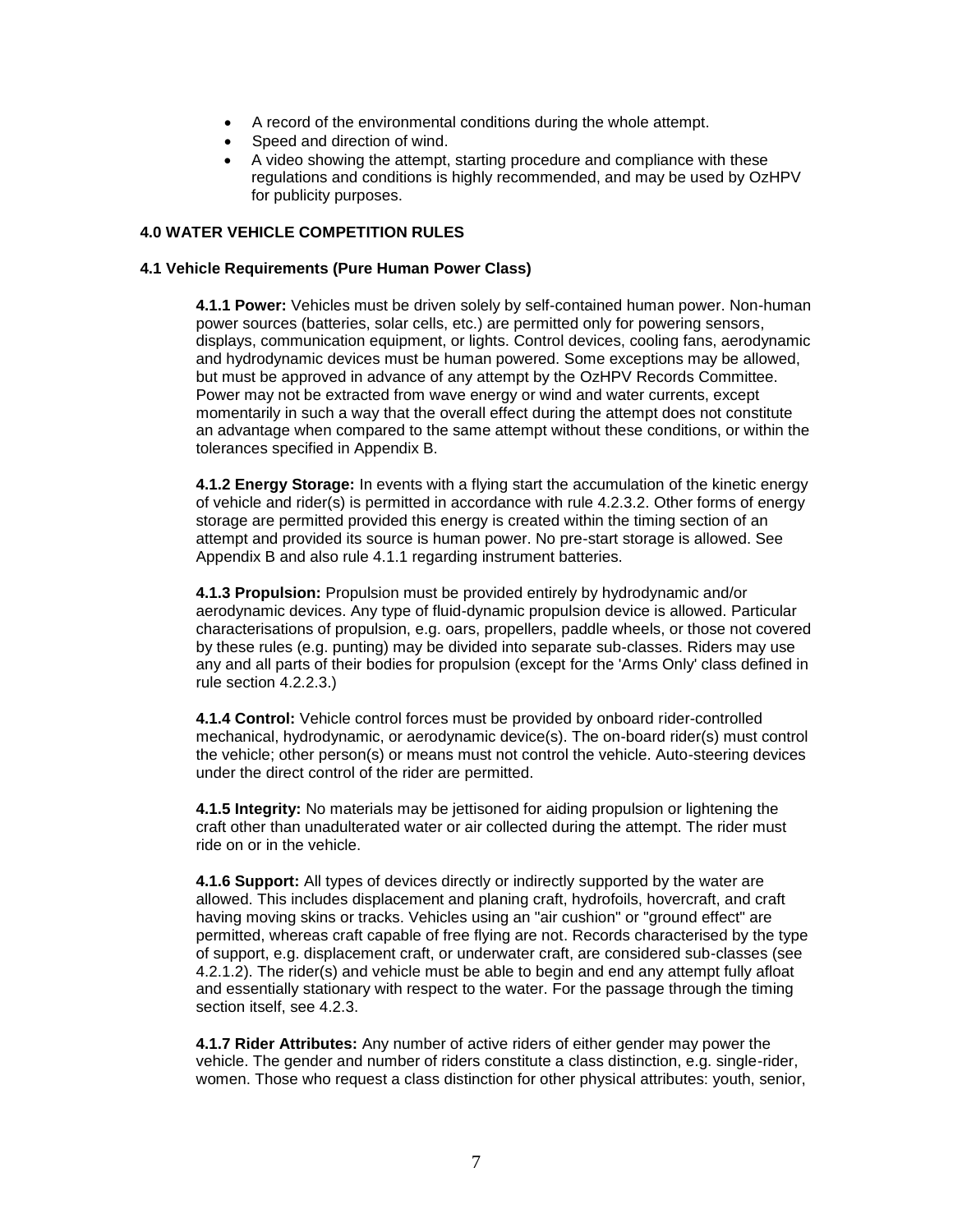- A record of the environmental conditions during the whole attempt.
- Speed and direction of wind.
- A video showing the attempt, starting procedure and compliance with these regulations and conditions is highly recommended, and may be used by OzHPV for publicity purposes.

## 4.0 WATER VEHICLE COMPETITION RULES

### 4.1 Vehicle Requirements (Pure Human Power Class)

**4.1.1 Power:** Vehicles must be driven solely by self-contained human power. Non-human power sources (batteries, solar cells, etc.) are permitted only for powering sensors, displays, communication equipment, or lights. Control devices, cooling fans, aerodynamic and hydrodynamic devices must be human powered. Some exceptions may be allowed, but must be approved in advance of any attempt by the OzHPV Records Committee. Power may not be extracted from wave energy or wind and water currents, except momentarily in such a way that the overall effect during the attempt does not constitute an advantage when compared to the same attempt without these conditions, or within the tolerances specified in Appendix B.

**4.1.2 Energy Storage:** In events with a flying start the accumulation of the kinetic energy of vehicle and rider(s) is permitted in accordance with rule 4.2.3.2. Other forms of energy storage are permitted provided this energy is created within the timing section of an attempt and provided its source is human power. No pre-start storage is allowed. See Appendix B and also rule 4.1.1 regarding instrument batteries.

**4.1.3 Propulsion:** Propulsion must be provided entirely by hydrodynamic and/or aerodynamic devices. Any type of fluid-dynamic propulsion device is allowed. Particular characterisations of propulsion, e.g. oars, propellers, paddle wheels, or those not covered by these rules (e.g. punting) may be divided into separate sub-classes. Riders may use any and all parts of their bodies for propulsion (except for the 'Arms Only' class defined in rule section 4.2.2.3.)

**4.1.4 Control:** Vehicle control forces must be provided by onboard rider-controlled mechanical, hydrodynamic, or aerodynamic device(s). The on-board rider(s) must control the vehicle; other person(s) or means must not control the vehicle. Auto-steering devices under the direct control of the rider are permitted.

**4.1.5 Integrity:** No materials may be jettisoned for aiding propulsion or lightening the craft other than unadulterated water or air collected during the attempt. The rider must ride on or in the vehicle.

**4.1.6 Support:** All types of devices directly or indirectly supported by the water are allowed. This includes displacement and planing craft, hydrofoils, hovercraft, and craft having moving skins or tracks. Vehicles using an "air cushion" or "ground effect" are permitted, whereas craft capable of free flying are not. Records characterised by the type of support, e.g. displacement craft, or underwater craft, are considered sub-classes (see 4.2.1.2). The rider(s) and vehicle must be able to begin and end any attempt fully afloat and essentially stationary with respect to the water. For the passage through the timing section itself, see 4.2.3.

**4.1.7 Rider Attributes:** Any number of active riders of either gender may power the vehicle. The gender and number of riders constitute a class distinction, e.g. single-rider, women. Those who request a class distinction for other physical attributes: youth, senior,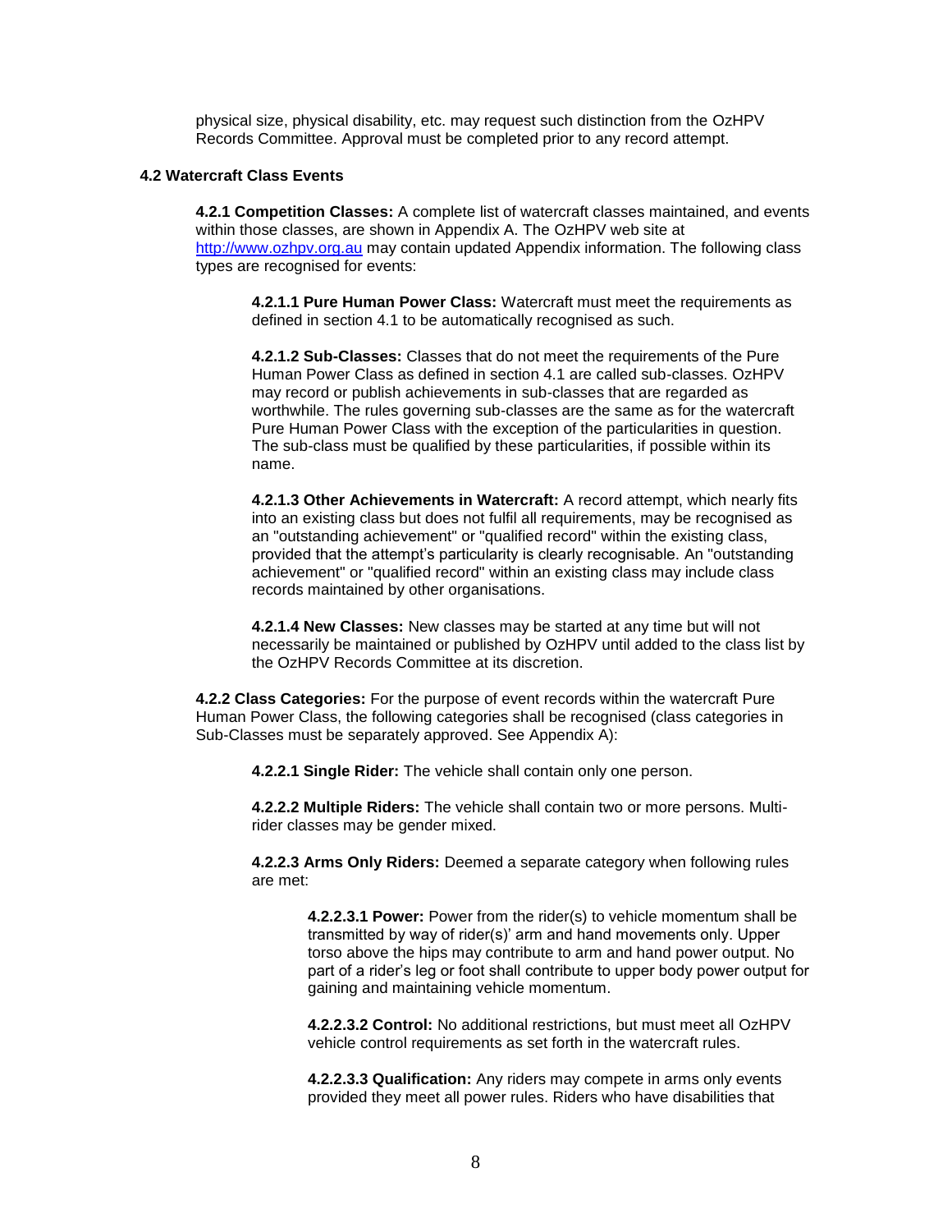physical size, physical disability, etc. may request such distinction from the OzHPV Records Committee. Approval must be completed prior to any record attempt.

### 4.2 Watercraft Class Events

**4.2.1 Competition Classes:** A complete list of watercraft classes maintained, and events within those classes, are shown in Appendix A. The OzHPV web site at http://www.ozhpv.org.au may contain updated Appendix information. The following class types are recognised for events:

**4.2.1.1 Pure Human Power Class:** Watercraft must meet the requirements as defined in section 4.1 to be automatically recognised as such.

**4.2.1.2 Sub-Classes:** Classes that do not meet the requirements of the Pure Human Power Class as defined in section 4.1 are called sub-classes. OzHPV may record or publish achievements in sub-classes that are regarded as worthwhile. The rules governing sub-classes are the same as for the watercraft Pure Human Power Class with the exception of the particularities in question. The sub-class must be qualified by these particularities, if possible within its name.

**4.2.1.3 Other Achievements in Watercraft:** A record attempt, which nearly fits into an existing class but does not fulfil all requirements, may be recognised as an "outstanding achievement" or "qualified record" within the existing class, provided that the attempt's particularity is clearly recognisable. An "outstanding achievement" or "qualified record" within an existing class may include class records maintained by other organisations.

**4.2.1.4 New Classes:** New classes may be started at any time but will not necessarily be maintained or published by OzHPV until added to the class list by the OzHPV Records Committee at its discretion.

**4.2.2 Class Categories:** For the purpose of event records within the watercraft Pure Human Power Class, the following categories shall be recognised (class categories in Sub-Classes must be separately approved. See Appendix A):

**4.2.2.1 Single Rider:** The vehicle shall contain only one person.

**4.2.2.2 Multiple Riders:** The vehicle shall contain two or more persons. Multi-rider classes may be gender mixed.

**4.2.2.3 Arms Only Riders:** Deemed a separate category when following rules are met:

**4.2.2.3.1 Power:** Power from the rider(s) to vehicle momentum shall be transmitted by way of rider(s)' arm and hand movements only. Upper torso above the hips may contribute to arm and hand power output. No part of a rider's leg or foot shall contribute to upper body power output for gaining and maintaining vehicle momentum.

**4.2.2.3.2 Control:** No additional restrictions, but must meet all OzHPV vehicle control requirements as set forth in the watercraft rules.

**4.2.2.3.3 Qualification:** Any riders may compete in arms only events provided they meet all power rules. Riders who have disabilities that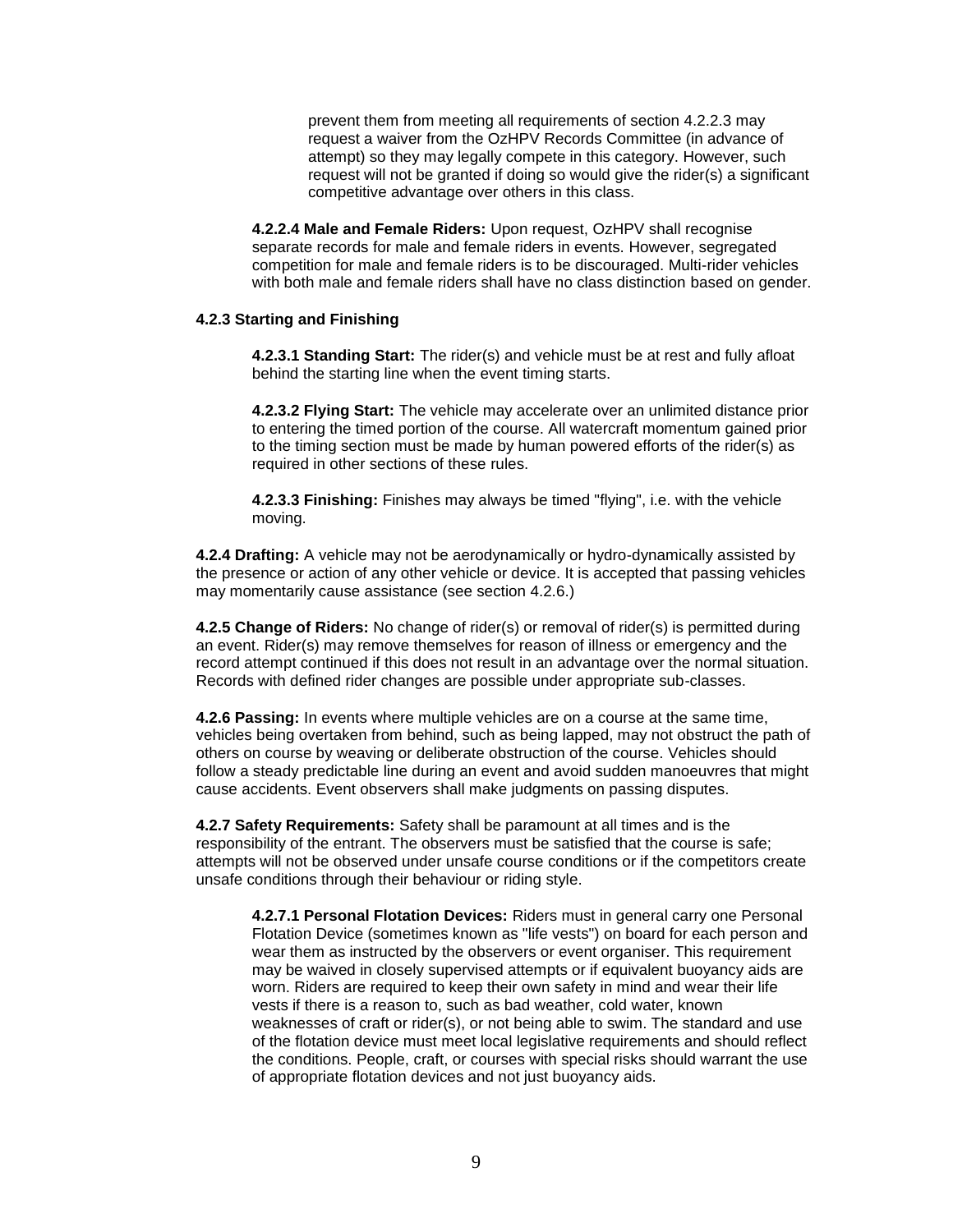prevent them from meeting all requirements of section 4.2.2.3 may request a waiver from the OzHPV Records Committee (in advance of attempt) so they may legally compete in this category. However, such request will not be granted if doing so would give the rider(s) a significant competitive advantage over others in this class.

**4.2.2.4 Male and Female Riders:** Upon request, OzHPV shall recognise separate records for male and female riders in events. However, segregated competition for male and female riders is to be discouraged. Multi-rider vehicles with both male and female riders shall have no class distinction based on gender.

#### 4.2.3 Starting and Finishing

**4.2.3.1 Standing Start:** The rider(s) and vehicle must be at rest and fully afloat behind the starting line when the event timing starts.

**4.2.3.2 Flying Start:** The vehicle may accelerate over an unlimited distance prior to entering the timed portion of the course. All watercraft momentum gained prior to the timing section must be made by human powered efforts of the rider(s) as required in other sections of these rules.

**4.2.3.3 Finishing:** Finishes may always be timed "flying", i.e. with the vehicle moving.

**4.2.4 Drafting:** A vehicle may not be aerodynamically or hydro-dynamically assisted by the presence or action of any other vehicle or device. It is accepted that passing vehicles may momentarily cause assistance (see section 4.2.6.)

**4.2.5 Change of Riders:** No change of rider(s) or removal of rider(s) is permitted during an event. Rider(s) may remove themselves for reason of illness or emergency and the record attempt continued if this does not result in an advantage over the normal situation. Records with defined rider changes are possible under appropriate sub-classes.

**4.2.6 Passing:** In events where multiple vehicles are on a course at the same time, vehicles being overtaken from behind, such as being lapped, may not obstruct the path of others on course by weaving or deliberate obstruction of the course. Vehicles should follow a steady predictable line during an event and avoid sudden manoeuvres that might cause accidents. Event observers shall make judgments on passing disputes.

**4.2.7 Safety Requirements:** Safety shall be paramount at all times and is the responsibility of the entrant. The observers must be satisfied that the course is safe; attempts will not be observed under unsafe course conditions or if the competitors create unsafe conditions through their behaviour or riding style.

**4.2.7.1 Personal Flotation Devices:** Riders must in general carry one Personal Flotation Device (sometimes known as "life vests") on board for each person and wear them as instructed by the observers or event organiser. This requirement may be waived in closely supervised attempts or if equivalent buoyancy aids are worn. Riders are required to keep their own safety in mind and wear their life vests if there is a reason to, such as bad weather, cold water, known weaknesses of craft or rider(s), or not being able to swim. The standard and use of the flotation device must meet local legislative requirements and should reflect the conditions. People, craft, or courses with special risks should warrant the use of appropriate flotation devices and not just buoyancy aids.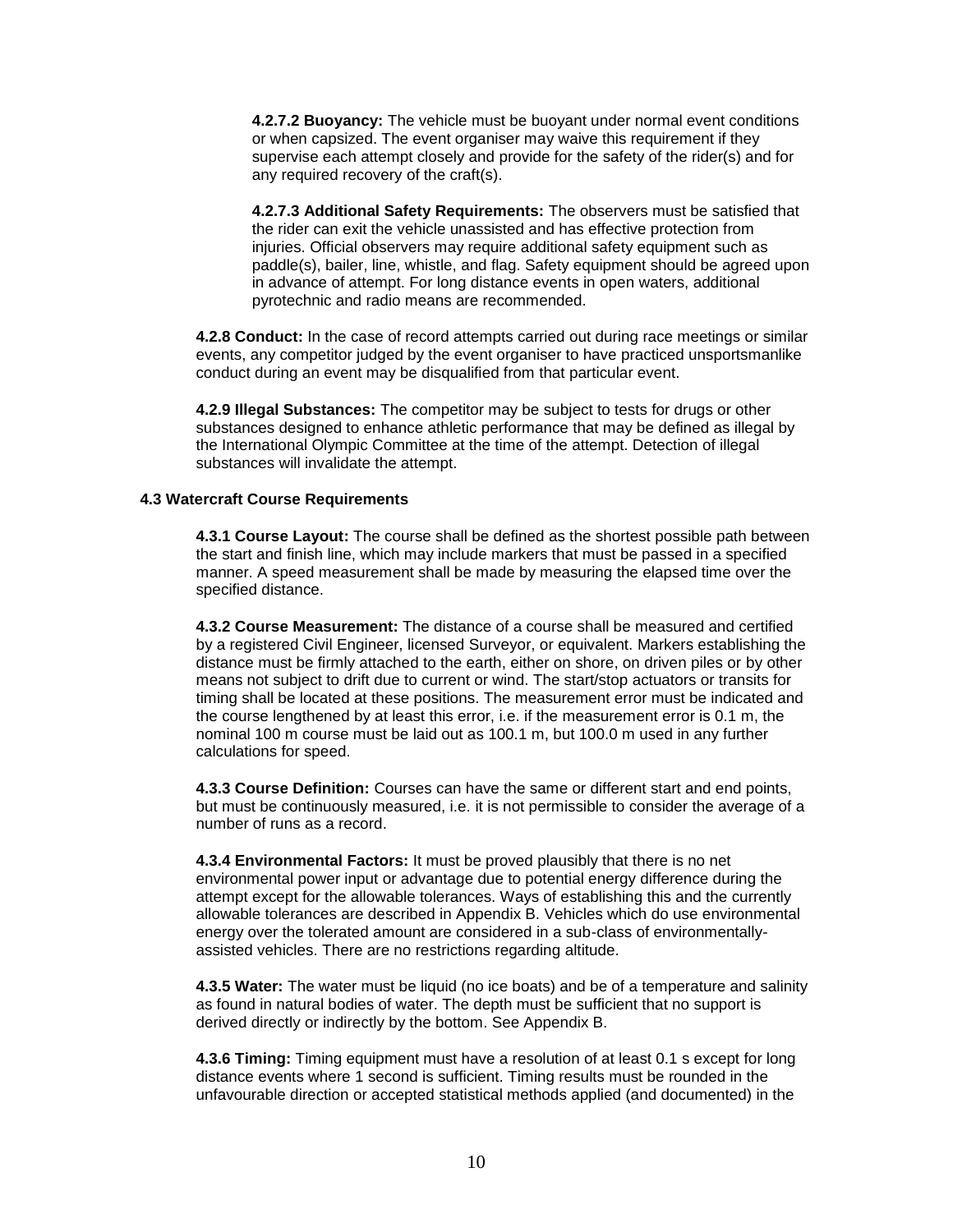**4.2.7.2 Buoyancy:** The vehicle must be buoyant under normal event conditions or when capsized. The event organiser may waive this requirement if they supervise each attempt closely and provide for the safety of the rider(s) and for any required recovery of the craft(s).

**4.2.7.3 Additional Safety Requirements:** The observers must be satisfied that the rider can exit the vehicle unassisted and has effective protection from injuries. Official observers may require additional safety equipment such as paddle(s), bailer, line, whistle, and flag. Safety equipment should be agreed upon in advance of attempt. For long distance events in open waters, additional pyrotechnic and radio means are recommended.

**4.2.8 Conduct:** In the case of record attempts carried out during race meetings or similar events, any competitor judged by the event organiser to have practiced unsportsmanlike conduct during an event may be disqualified from that particular event.

**4.2.9 Illegal Substances:** The competitor may be subject to tests for drugs or other substances designed to enhance athletic performance that may be defined as illegal by the International Olympic Committee at the time of the attempt. Detection of illegal substances will invalidate the attempt.

### 4.3 Watercraft Course Requirements

**4.3.1 Course Layout:** The course shall be defined as the shortest possible path between the start and finish line, which may include markers that must be passed in a specified manner. A speed measurement shall be made by measuring the elapsed time over the specified distance.

**4.3.2 Course Measurement:** The distance of a course shall be measured and certified by a registered Civil Engineer, licensed Surveyor, or equivalent. Markers establishing the distance must be firmly attached to the earth, either on shore, on driven piles or by other means not subject to drift due to current or wind. The start/stop actuators or transits for timing shall be located at these positions. The measurement error must be indicated and the course lengthened by at least this error, i.e. if the measurement error is 0.1 m, the nominal 100 m course must be laid out as 100.1 m, but 100.0 m used in any further calculations for speed.

**4.3.3 Course Definition:** Courses can have the same or different start and end points, but must be continuously measured, i.e. it is not permissible to consider the average of a number of runs as a record.

**4.3.4 Environmental Factors:** It must be proved plausibly that there is no net environmental power input or advantage due to potential energy difference during the attempt except for the allowable tolerances. Ways of establishing this and the currently allowable tolerances are described in Appendix B. Vehicles which do use environmental energy over the tolerated amount are considered in a sub-class of environmentally-assisted vehicles. There are no restrictions regarding altitude.

**4.3.5 Water:** The water must be liquid (no ice boats) and be of a temperature and salinity as found in natural bodies of water. The depth must be sufficient that no support is derived directly or indirectly by the bottom. See Appendix B.

**4.3.6 Timing:** Timing equipment must have a resolution of at least 0.1 s except for long distance events where 1 second is sufficient. Timing results must be rounded in the unfavourable direction or accepted statistical methods applied (and documented) in the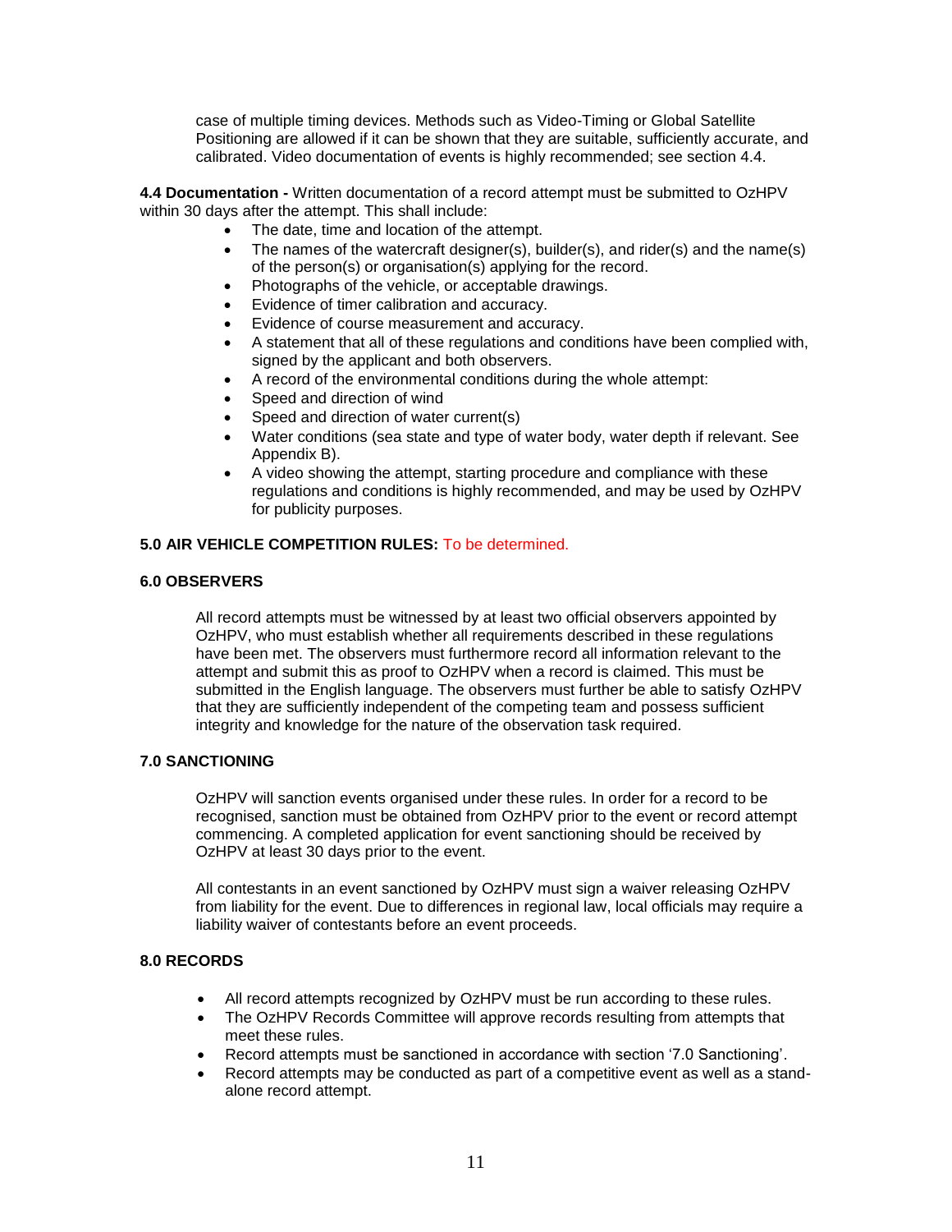case of multiple timing devices. Methods such as Video-Timing or Global Satellite Positioning are allowed if it can be shown that they are suitable, sufficiently accurate, and calibrated. Video documentation of events is highly recommended; see section 4.4.

**4.4 Documentation -** Written documentation of a record attempt must be submitted to OzHPV within 30 days after the attempt. This shall include:

- The date, time and location of the attempt.
- The names of the watercraft designer(s), builder(s), and rider(s) and the name(s) of the person(s) or organisation(s) applying for the record.
- Photographs of the vehicle, or acceptable drawings.
- Evidence of timer calibration and accuracy.
- Evidence of course measurement and accuracy.
- A statement that all of these regulations and conditions have been complied with, signed by the applicant and both observers.
- A record of the environmental conditions during the whole attempt:
- Speed and direction of wind
- Speed and direction of water current(s)
- Water conditions (sea state and type of water body, water depth if relevant. See Appendix B).
- A video showing the attempt, starting procedure and compliance with these regulations and conditions is highly recommended, and may be used by OzHPV for publicity purposes.

## 5.0 AIR VEHICLE COMPETITION RULES: To be determined.

## 6.0 OBSERVERS

All record attempts must be witnessed by at least two official observers appointed by OzHPV, who must establish whether all requirements described in these regulations have been met. The observers must furthermore record all information relevant to the attempt and submit this as proof to OzHPV when a record is claimed. This must be submitted in the English language. The observers must further be able to satisfy OzHPV that they are sufficiently independent of the competing team and possess sufficient integrity and knowledge for the nature of the observation task required.

## 7.0 SANCTIONING

OzHPV will sanction events organised under these rules. In order for a record to be recognised, sanction must be obtained from OzHPV prior to the event or record attempt commencing. A completed application for event sanctioning should be received by OzHPV at least 30 days prior to the event.

All contestants in an event sanctioned by OzHPV must sign a waiver releasing OzHPV from liability for the event. Due to differences in regional law, local officials may require a liability waiver of contestants before an event proceeds.

## 8.0 RECORDS

- All record attempts recognized by OzHPV must be run according to these rules.
- The OzHPV Records Committee will approve records resulting from attempts that meet these rules.
- Record attempts must be sanctioned in accordance with section '7.0 Sanctioning'.
- Record attempts may be conducted as part of a competitive event as well as a stand-alone record attempt.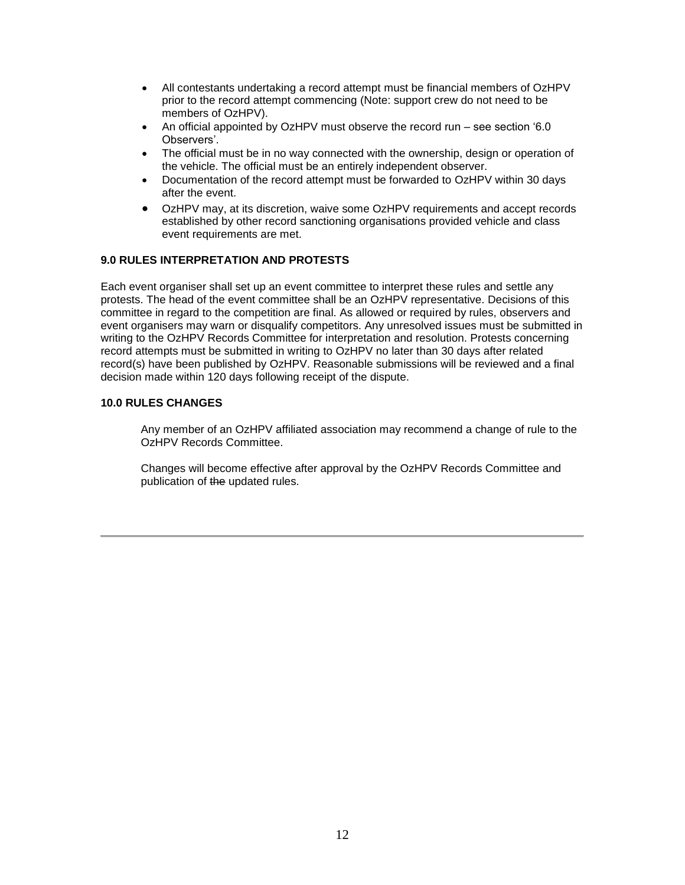- All contestants undertaking a record attempt must be financial members of OzHPV prior to the record attempt commencing (Note: support crew do not need to be members of OzHPV).
- An official appointed by OzHPV must observe the record run – see section '6.0 Observers'.
- The official must be in no way connected with the ownership, design or operation of the vehicle. The official must be an entirely independent observer.
- Documentation of the record attempt must be forwarded to OzHPV within 30 days after the event.
- OzHPV may, at its discretion, waive some OzHPV requirements and accept records established by other record sanctioning organisations provided vehicle and class event requirements are met.

**9.0 RULES INTERPRETATION AND PROTESTS**

Each event organiser shall set up an event committee to interpret these rules and settle any protests. The head of the event committee shall be an OzHPV representative. Decisions of this committee in regard to the competition are final. As allowed or required by rules, observers and event organisers may warn or disqualify competitors. Any unresolved issues must be submitted in writing to the OzHPV Records Committee for interpretation and resolution. Protests concerning record attempts must be submitted in writing to OzHPV no later than 30 days after related record(s) have been published by OzHPV. Reasonable submissions will be reviewed and a final decision made within 120 days following receipt of the dispute.

**10.0 RULES CHANGES**

Any member of an OzHPV affiliated association may recommend a change of rule to the OzHPV Records Committee.

Changes will become effective after approval by the OzHPV Records Committee and publication of ~~the~~ updated rules.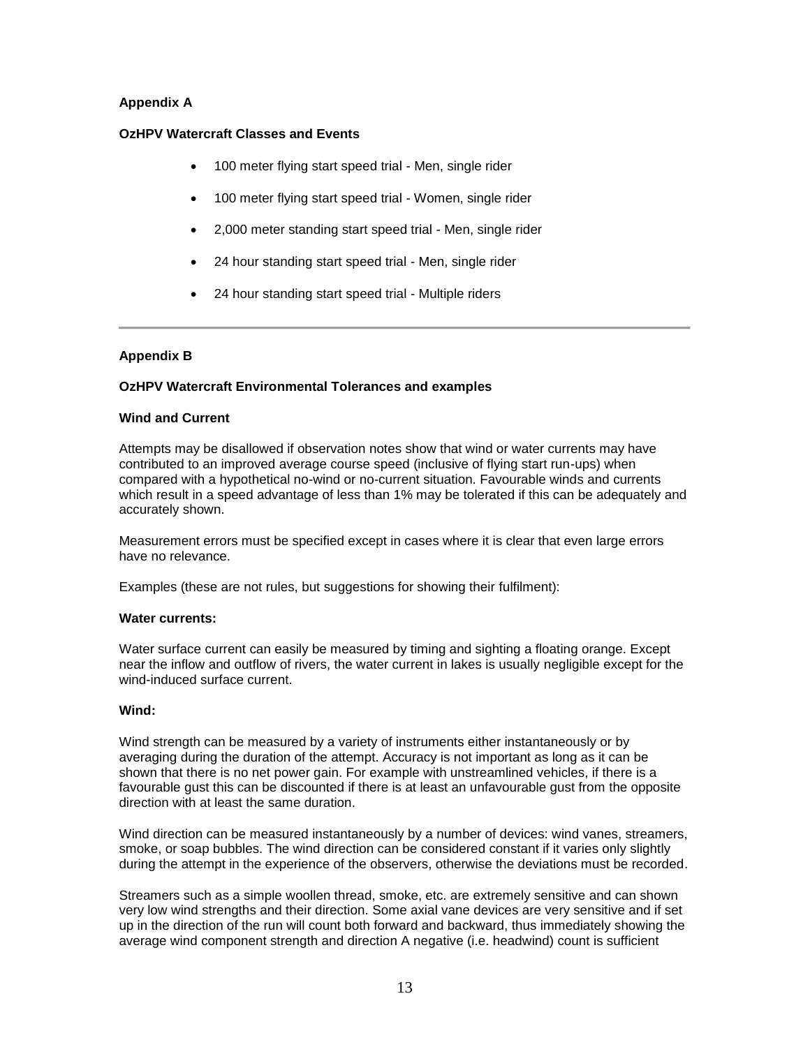**Appendix A**

**OzHPV Watercraft Classes and Events**

- 100 meter flying start speed trial - Men, single rider
- 100 meter flying start speed trial - Women, single rider
- 2,000 meter standing start speed trial - Men, single rider
- 24 hour standing start speed trial - Men, single rider
- 24 hour standing start speed trial - Multiple riders

---

**Appendix B**

**OzHPV Watercraft Environmental Tolerances and examples**

**Wind and Current**

Attempts may be disallowed if observation notes show that wind or water currents may have contributed to an improved average course speed (inclusive of flying start run-ups) when compared with a hypothetical no-wind or no-current situation. Favourable winds and currents which result in a speed advantage of less than 1% may be tolerated if this can be adequately and accurately shown.

Measurement errors must be specified except in cases where it is clear that even large errors have no relevance.

Examples (these are not rules, but suggestions for showing their fulfilment):

**Water currents:**

Water surface current can easily be measured by timing and sighting a floating orange. Except near the inflow and outflow of rivers, the water current in lakes is usually negligible except for the wind-induced surface current.

**Wind:**

Wind strength can be measured by a variety of instruments either instantaneously or by averaging during the duration of the attempt. Accuracy is not important as long as it can be shown that there is no net power gain. For example with unstreamlined vehicles, if there is a favourable gust this can be discounted if there is at least an unfavourable gust from the opposite direction with at least the same duration.

Wind direction can be measured instantaneously by a number of devices: wind vanes, streamers, smoke, or soap bubbles. The wind direction can be considered constant if it varies only slightly during the attempt in the experience of the observers, otherwise the deviations must be recorded.

Streamers such as a simple woollen thread, smoke, etc. are extremely sensitive and can shown very low wind strengths and their direction. Some axial vane devices are very sensitive and if set up in the direction of the run will count both forward and backward, thus immediately showing the average wind component strength and direction A negative (i.e. headwind) count is sufficient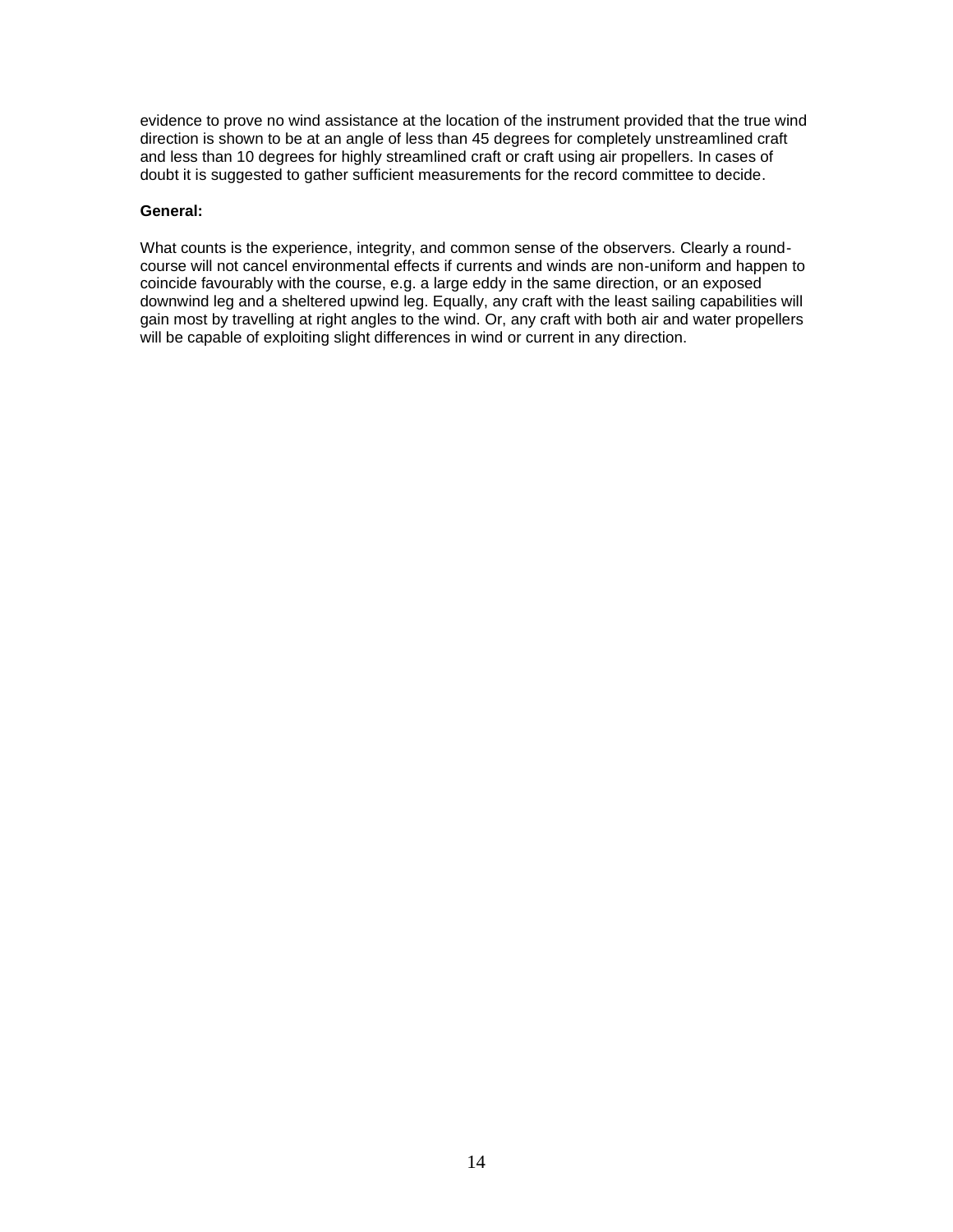evidence to prove no wind assistance at the location of the instrument provided that the true wind direction is shown to be at an angle of less than 45 degrees for completely unstreamlined craft and less than 10 degrees for highly streamlined craft or craft using air propellers. In cases of doubt it is suggested to gather sufficient measurements for the record committee to decide.

**General:**

What counts is the experience, integrity, and common sense of the observers. Clearly a round-course will not cancel environmental effects if currents and winds are non-uniform and happen to coincide favourably with the course, e.g. a large eddy in the same direction, or an exposed downwind leg and a sheltered upwind leg. Equally, any craft with the least sailing capabilities will gain most by travelling at right angles to the wind. Or, any craft with both air and water propellers will be capable of exploiting slight differences in wind or current in any direction.